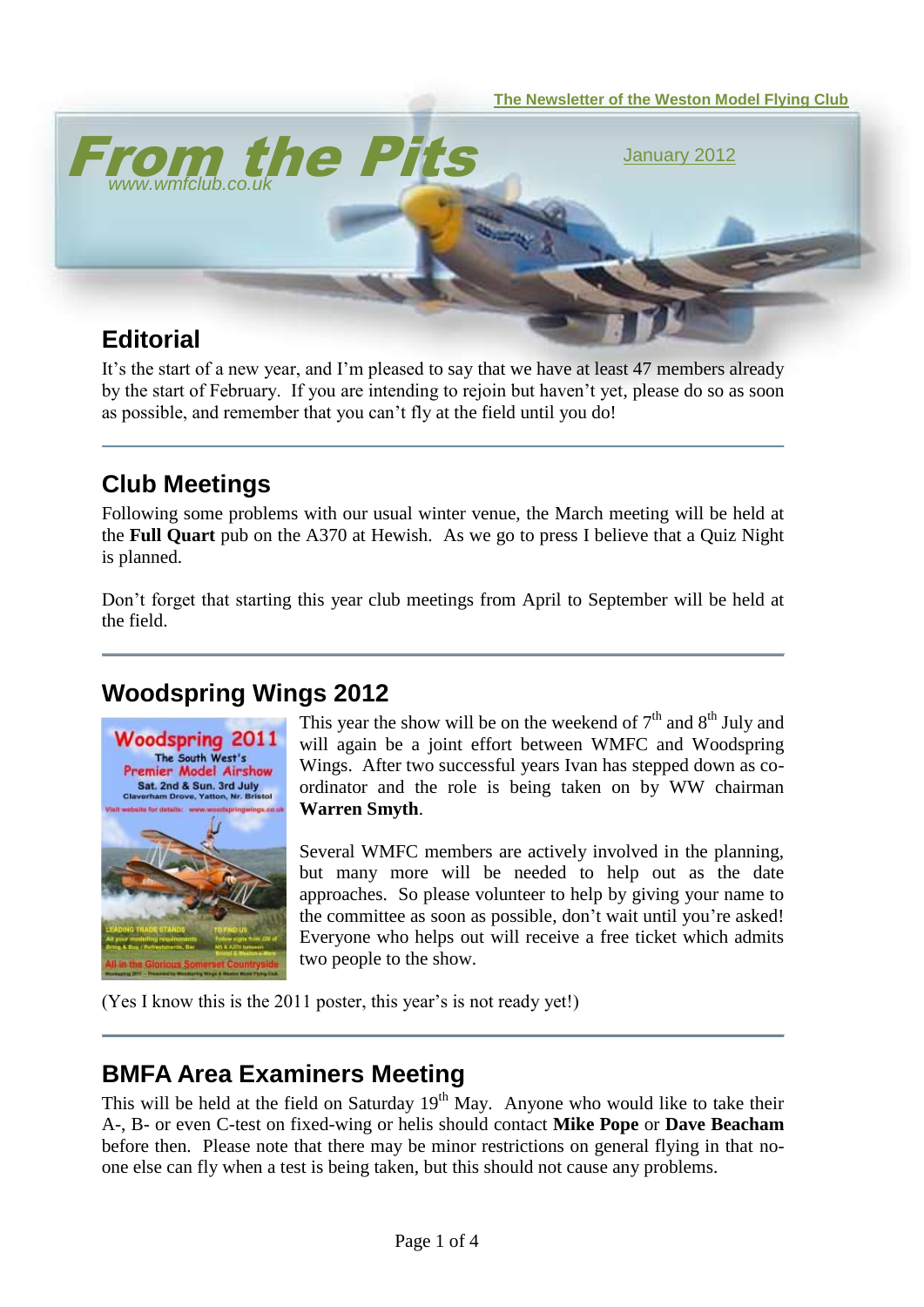The Newsletter of the Weston Model Flying Club

# From the Pits

www.wmfclub.co.uk

January 2012

## Editorial

It's the start of a new year, and I'm pleased to say that we have at least 47 members already by the start of February. If you are intending to rejoin but haven't yet, please do so as soon as possible, and remember that you can't fly at the field until you do!

## Club Meetings

Following some problems with our usual winter venue, the March meeting will be held at the **Full Quart** pub on the A370 at Hewish. As we go to press I believe that a Quiz Night is planned.

Don't forget that starting this year club meetings from April to September will be held at the field.

## Woodspring Wings 2012

This year the show will be on the weekend of 7th and 8th July and will again be a joint effort between WMFC and Woodspring Wings. After two successful years Ivan has stepped down as co-ordinator and the role is being taken on by WW chairman **Warren Smyth**.

Several WMFC members are actively involved in the planning, but many more will be needed to help out as the date approaches. So please volunteer to help by giving your name to the committee as soon as possible, don't wait until you're asked! Everyone who helps out will receive a free ticket which admits two people to the show.

(Yes I know this is the 2011 poster, this year's is not ready yet!)

## BMFA Area Examiners Meeting

This will be held at the field on Saturday 19th May. Anyone who would like to take their A-, B- or even C-test on fixed-wing or helis should contact **Mike Pope** or **Dave Beacham** before then. Please note that there may be minor restrictions on general flying in that no-one else can fly when a test is being taken, but this should not cause any problems.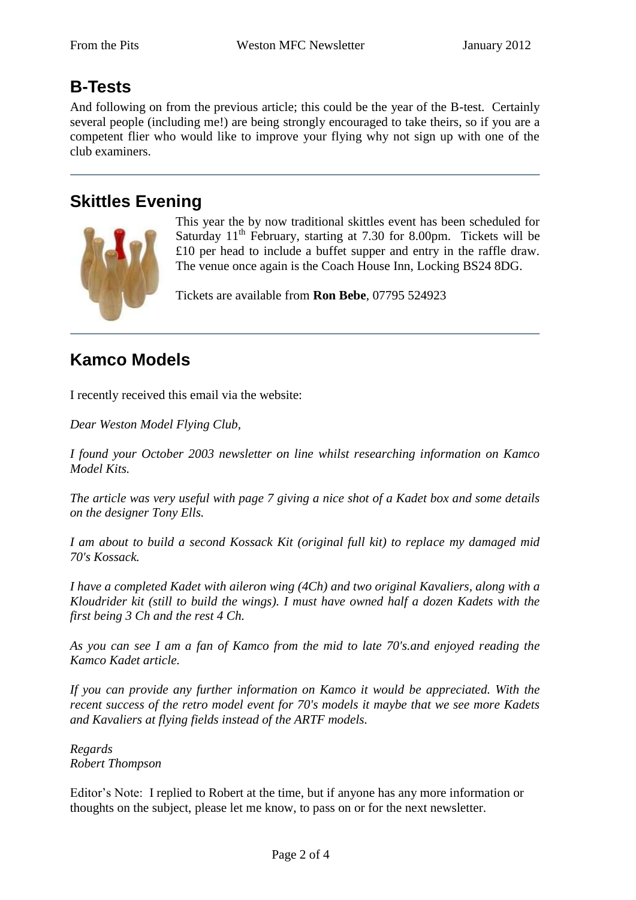## B-Tests

And following on from the previous article; this could be the year of the B-test. Certainly several people (including me!) are being strongly encouraged to take theirs, so if you are a competent flier who would like to improve your flying why not sign up with one of the club examiners.

## Skittles Evening

This year the by now traditional skittles event has been scheduled for Saturday 11th February, starting at 7.30 for 8.00pm. Tickets will be £10 per head to include a buffet supper and entry in the raffle draw. The venue once again is the Coach House Inn, Locking BS24 8DG.

Tickets are available from **Ron Bebe**, 07795 524923

## Kamco Models

I recently received this email via the website:

*Dear Weston Model Flying Club,*

*I found your October 2003 newsletter on line whilst researching information on Kamco Model Kits.*

*The article was very useful with page 7 giving a nice shot of a Kadet box and some details on the designer Tony Ells.*

*I am about to build a second Kossack Kit (original full kit) to replace my damaged mid 70's Kossack.*

*I have a completed Kadet with aileron wing (4Ch) and two original Kavaliers, along with a Kloudrider kit (still to build the wings). I must have owned half a dozen Kadets with the first being 3 Ch and the rest 4 Ch.*

*As you can see I am a fan of Kamco from the mid to late 70's.and enjoyed reading the Kamco Kadet article.*

*If you can provide any further information on Kamco it would be appreciated. With the recent success of the retro model event for 70's models it maybe that we see more Kadets and Kavaliers at flying fields instead of the ARTF models.*

*Regards*
*Robert Thompson*

Editor's Note: I replied to Robert at the time, but if anyone has any more information or thoughts on the subject, please let me know, to pass on or for the next newsletter.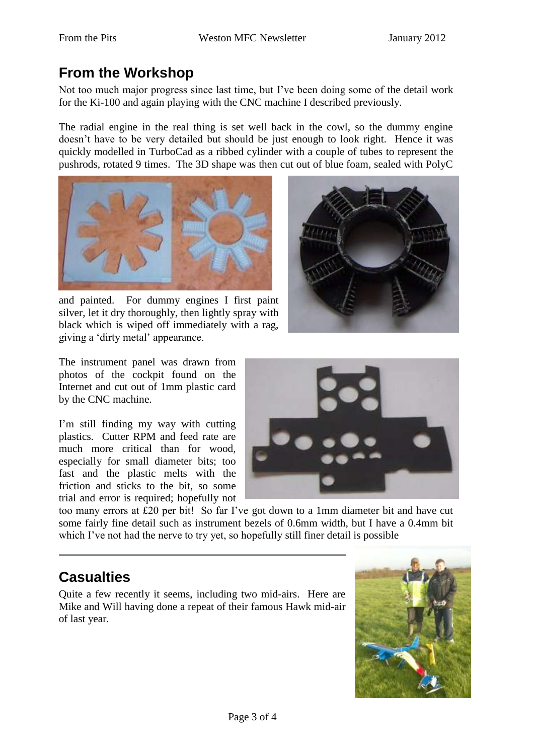## From the Workshop

Not too much major progress since last time, but I've been doing some of the detail work for the Ki-100 and again playing with the CNC machine I described previously.

The radial engine in the real thing is set well back in the cowl, so the dummy engine doesn't have to be very detailed but should be just enough to look right. Hence it was quickly modelled in TurboCad as a ribbed cylinder with a couple of tubes to represent the pushrods, rotated 9 times. The 3D shape was then cut out of blue foam, sealed with PolyC and painted. For dummy engines I first paint silver, let it dry thoroughly, then lightly spray with black which is wiped off immediately with a rag, giving a 'dirty metal' appearance.

The instrument panel was drawn from photos of the cockpit found on the Internet and cut out of 1mm plastic card by the CNC machine.

I'm still finding my way with cutting plastics. Cutter RPM and feed rate are much more critical than for wood, especially for small diameter bits; too fast and the plastic melts with the friction and sticks to the bit, so some trial and error is required; hopefully not too many errors at £20 per bit! So far I've got down to a 1mm diameter bit and have cut some fairly fine detail such as instrument bezels of 0.6mm width, but I have a 0.4mm bit which I've not had the nerve to try yet, so hopefully still finer detail is possible

## Casualties

Quite a few recently it seems, including two mid-airs. Here are Mike and Will having done a repeat of their famous Hawk mid-air of last year.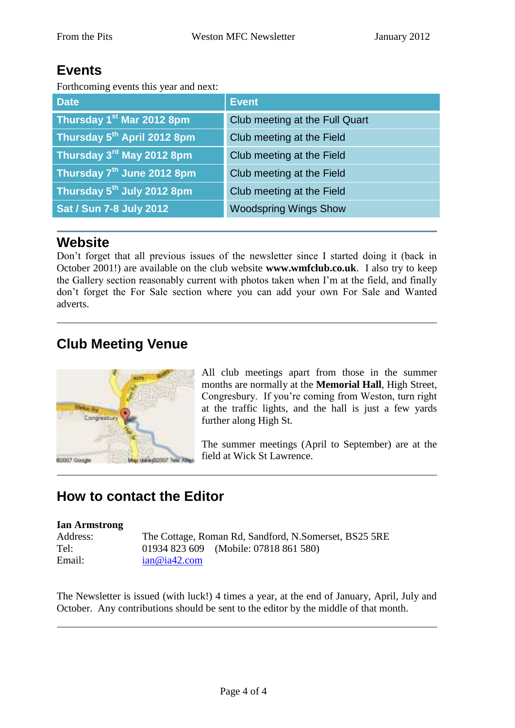## Events

Forthcoming events this year and next:

| Date | Event |
| --- | --- |
| Thursday 1st Mar 2012 8pm | Club meeting at the Full Quart |
| Thursday 5th April 2012 8pm | Club meeting at the Field |
| Thursday 3rd May 2012 8pm | Club meeting at the Field |
| Thursday 7th June 2012 8pm | Club meeting at the Field |
| Thursday 5th July 2012 8pm | Club meeting at the Field |
| Sat / Sun 7-8 July 2012 | Woodspring Wings Show |

## Website

Don't forget that all previous issues of the newsletter since I started doing it (back in October 2001!) are available on the club website **www.wmfclub.co.uk**. I also try to keep the Gallery section reasonably current with photos taken when I'm at the field, and finally don't forget the For Sale section where you can add your own For Sale and Wanted adverts.

## Club Meeting Venue

All club meetings apart from those in the summer months are normally at the **Memorial Hall**, High Street, Congresbury. If you're coming from Weston, turn right at the traffic lights, and the hall is just a few yards further along High St.

The summer meetings (April to September) are at the field at Wick St Lawrence.

## How to contact the Editor

**Ian Armstrong**

| | |
| --- | --- |
| Address: | The Cottage, Roman Rd, Sandford, N.Somerset, BS25 5RE |
| Tel: | 01934 823 609 (Mobile: 07818 861 580) |
| Email: | ian@ia42.com |

The Newsletter is issued (with luck!) 4 times a year, at the end of January, April, July and October. Any contributions should be sent to the editor by the middle of that month.